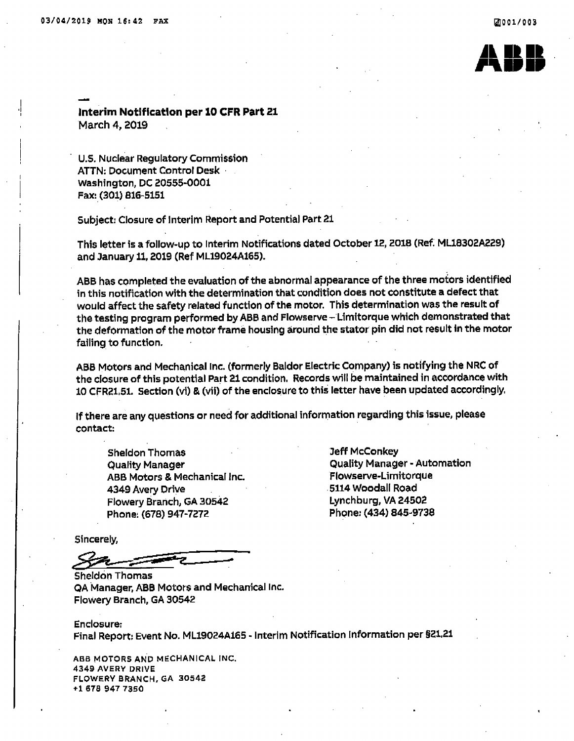**Interim Notification per 10 CFR Part 21**
March 4, 2019

U.S. Nuclear Regulatory Commission
ATTN: Document Control Desk
Washington, DC 20555-0001
Fax: (301) 816-5151

Subject: Closure of Interim Report and Potential Part 21

This letter is a follow-up to Interim Notifications dated October 12, 2018 (Ref. ML18302A229) and January 11, 2019 (Ref ML19024A165).

ABB has completed the evaluation of the abnormal appearance of the three motors identified in this notification with the determination that condition does not constitute a defect that would affect the safety related function of the motor. This determination was the result of the testing program performed by ABB and Flowserve – Limitorque which demonstrated that the deformation of the motor frame housing around the stator pin did not result in the motor failing to function.

ABB Motors and Mechanical Inc. (formerly Baldor Electric Company) is notifying the NRC of the closure of this potential Part 21 condition. Records will be maintained in accordance with 10 CFR21.51. Section (vi) & (vii) of the enclosure to this letter have been updated accordingly.

If there are any questions or need for additional information regarding this issue, please contact:

Sheldon Thomas
Quality Manager
ABB Motors & Mechanical Inc.
4349 Avery Drive
Flowery Branch, GA 30542
Phone: (678) 947-7272

Jeff McConkey
Quality Manager - Automation
Flowserve-Limitorque
5114 Woodall Road
Lynchburg, VA 24502
Phone: (434) 845-9738

Sincerely,

Sheldon Thomas
QA Manager, ABB Motors and Mechanical Inc.
Flowery Branch, GA 30542

Enclosure:
Final Report: Event No. ML19024A165 - Interim Notification Information per §21.21

ABB MOTORS AND MECHANICAL INC.
4349 AVERY DRIVE
FLOWERY BRANCH, GA 30542
+1 678 947 7350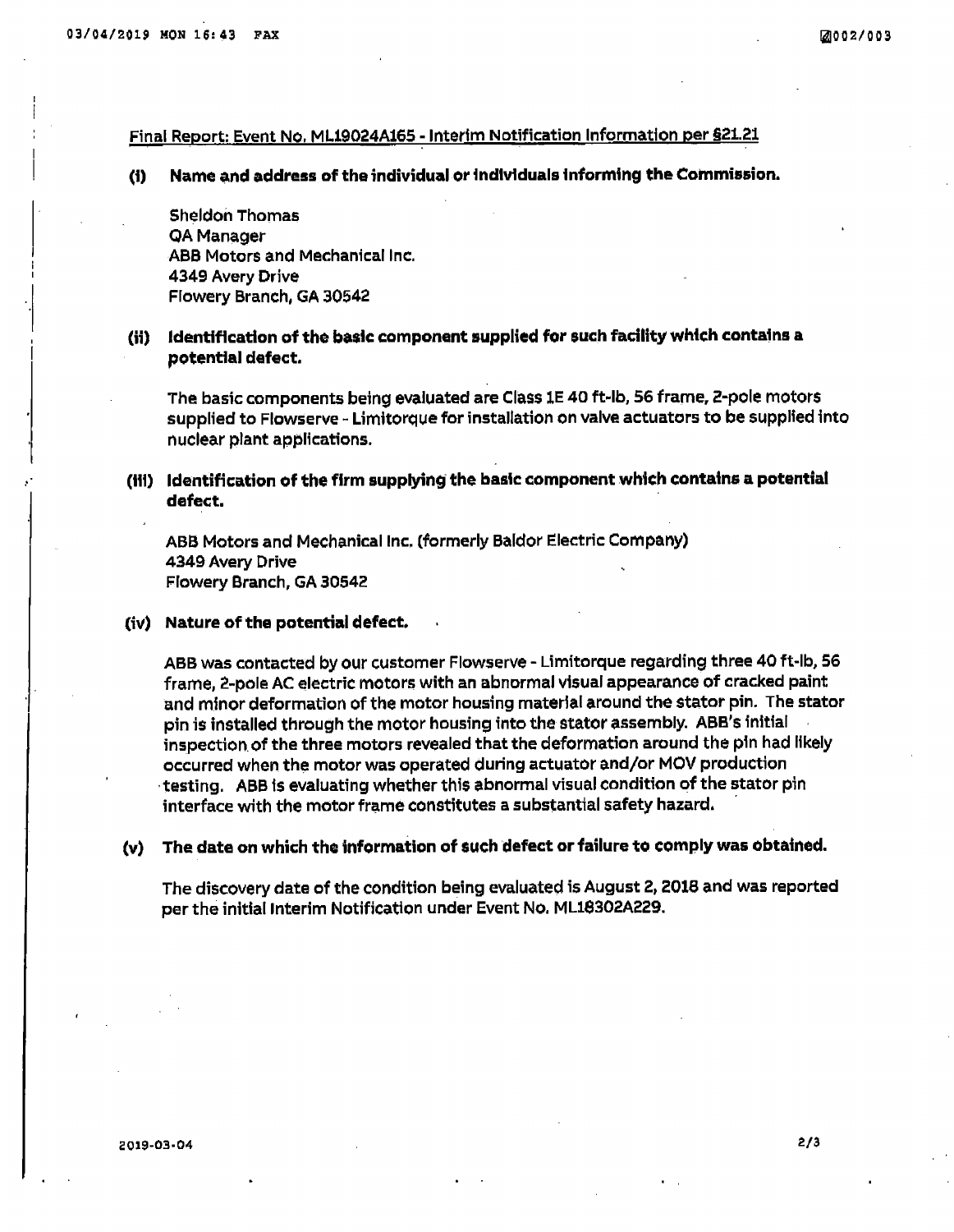Final Report: Event No. ML19024A165 - Interim Notification Information per §21.21

**(i) Name and address of the individual or individuals informing the Commission.**

Sheldon Thomas
QA Manager
ABB Motors and Mechanical Inc.
4349 Avery Drive
Flowery Branch, GA 30542

**(ii) Identification of the basic component supplied for such facility which contains a potential defect.**

The basic components being evaluated are Class 1E 40 ft-lb, 56 frame, 2-pole motors supplied to Flowserve - Limitorque for installation on valve actuators to be supplied into nuclear plant applications.

**(iii) Identification of the firm supplying the basic component which contains a potential defect.**

ABB Motors and Mechanical Inc. (formerly Baldor Electric Company)
4349 Avery Drive
Flowery Branch, GA 30542

**(iv) Nature of the potential defect.**

ABB was contacted by our customer Flowserve - Limitorque regarding three 40 ft-lb, 56 frame, 2-pole AC electric motors with an abnormal visual appearance of cracked paint and minor deformation of the motor housing material around the stator pin. The stator pin is installed through the motor housing into the stator assembly. ABB's initial inspection of the three motors revealed that the deformation around the pin had likely occurred when the motor was operated during actuator and/or MOV production testing. ABB is evaluating whether this abnormal visual condition of the stator pin interface with the motor frame constitutes a substantial safety hazard.

**(v) The date on which the information of such defect or failure to comply was obtained.**

The discovery date of the condition being evaluated is August 2, 2018 and was reported per the initial Interim Notification under Event No. ML18302A229.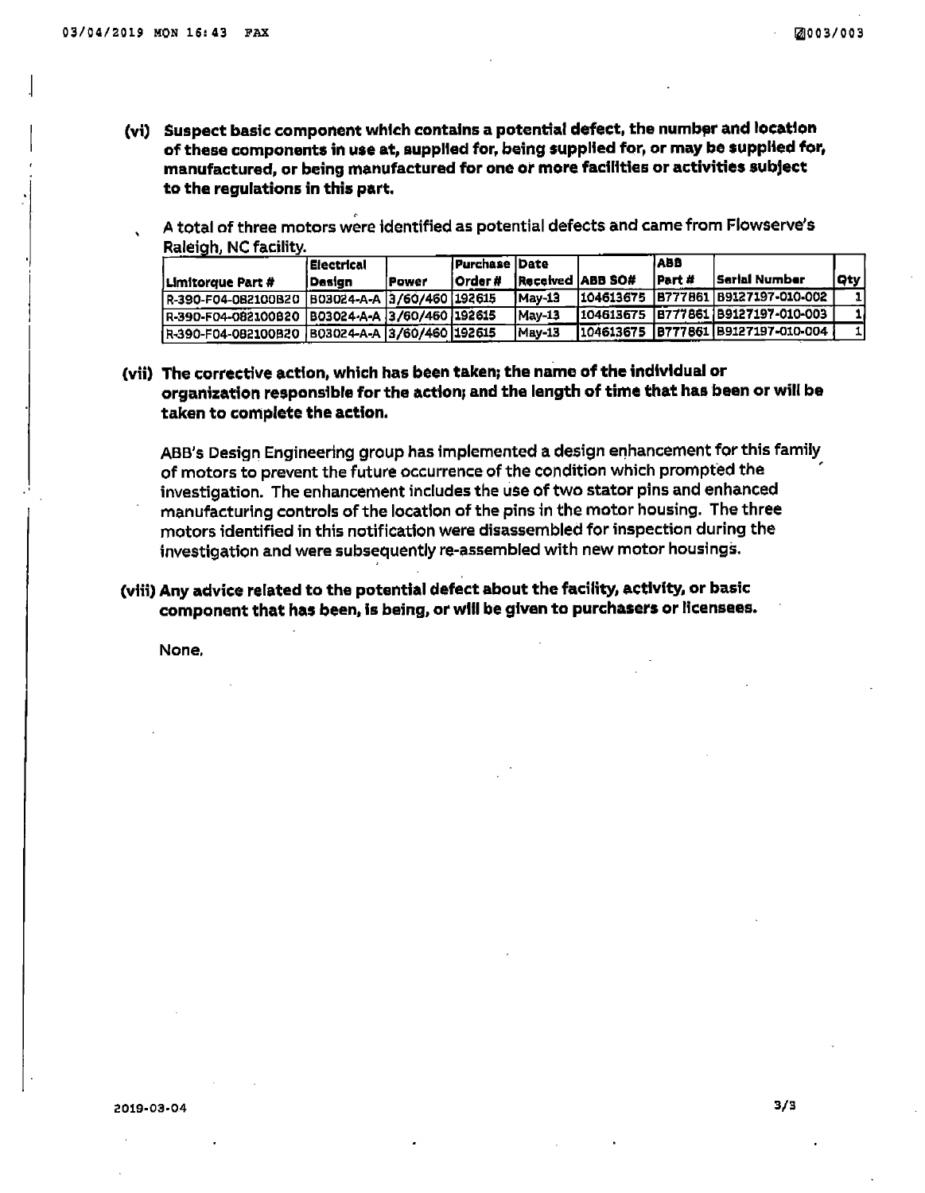**(vi) Suspect basic component which contains a potential defect, the number and location of these components in use at, supplied for, being supplied for, or may be supplied for, manufactured, or being manufactured for one or more facilities or activities subject to the regulations in this part.**

A total of three motors were identified as potential defects and came from Flowserve's Raleigh, NC facility.

| Limitorque Part # | Electrical Design | Power | Purchase Order # | Date Received | ABB SO# | ABB Part # | Serial Number | Qty |
|---|---|---|---|---|---|---|---|---|
| R-390-F04-082100B20 | B03024-A-A | 3/60/460 | 192615 | May-13 | 104613675 | B777861 | B9127197-010-002 | 1 |
| R-390-F04-082100B20 | B03024-A-A | 3/60/460 | 192615 | May-13 | 104613675 | B777861 | B9127197-010-003 | 1 |
| R-390-F04-082100B20 | B03024-A-A | 3/60/460 | 192615 | May-13 | 104613675 | B777861 | B9127197-010-004 | 1 |

**(vii) The corrective action, which has been taken; the name of the individual or organization responsible for the action; and the length of time that has been or will be taken to complete the action.**

ABB's Design Engineering group has implemented a design enhancement for this family of motors to prevent the future occurrence of the condition which prompted the investigation. The enhancement includes the use of two stator pins and enhanced manufacturing controls of the location of the pins in the motor housing. The three motors identified in this notification were disassembled for inspection during the investigation and were subsequently re-assembled with new motor housings.

**(viii) Any advice related to the potential defect about the facility, activity, or basic component that has been, is being, or will be given to purchasers or licensees.**

None.